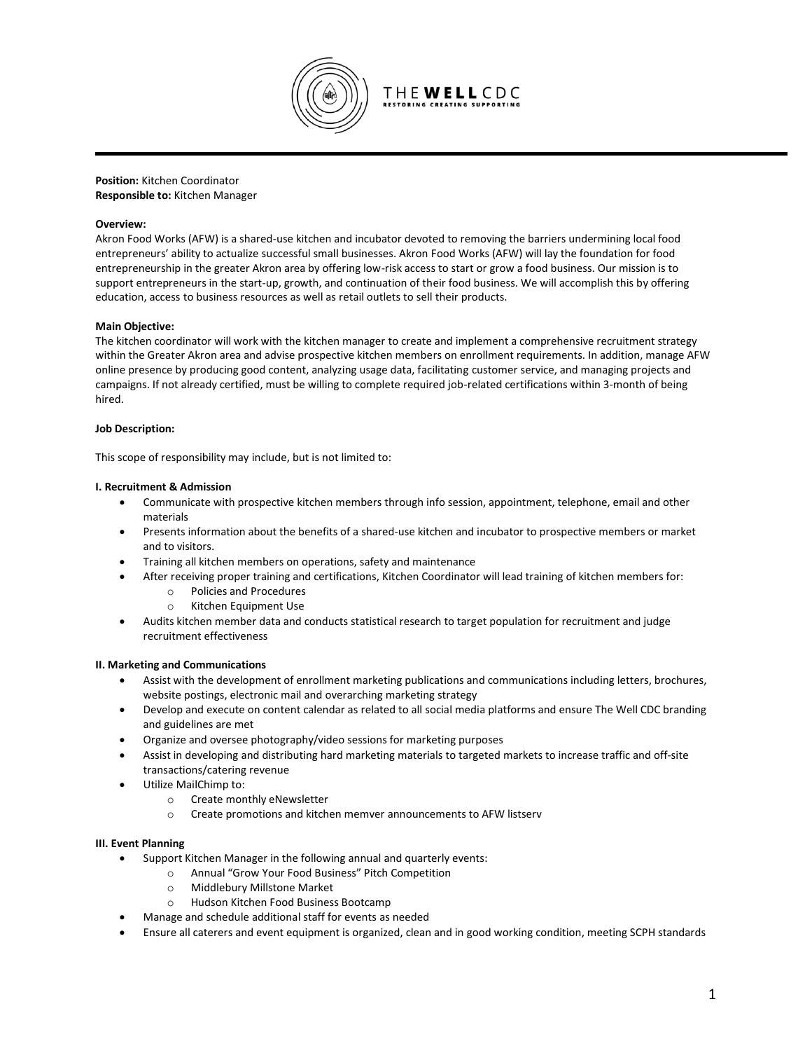THE WELL CDC
RESTORING CREATING SUPPORTING

---

**Position:** Kitchen Coordinator
**Responsible to:** Kitchen Manager

**Overview:**
Akron Food Works (AFW) is a shared-use kitchen and incubator devoted to removing the barriers undermining local food entrepreneurs' ability to actualize successful small businesses. Akron Food Works (AFW) will lay the foundation for food entrepreneurship in the greater Akron area by offering low-risk access to start or grow a food business. Our mission is to support entrepreneurs in the start-up, growth, and continuation of their food business. We will accomplish this by offering education, access to business resources as well as retail outlets to sell their products.

**Main Objective:**
The kitchen coordinator will work with the kitchen manager to create and implement a comprehensive recruitment strategy within the Greater Akron area and advise prospective kitchen members on enrollment requirements. In addition, manage AFW online presence by producing good content, analyzing usage data, facilitating customer service, and managing projects and campaigns. If not already certified, must be willing to complete required job-related certifications within 3-month of being hired.

**Job Description:**

This scope of responsibility may include, but is not limited to:

**I. Recruitment & Admission**

- Communicate with prospective kitchen members through info session, appointment, telephone, email and other materials
- Presents information about the benefits of a shared-use kitchen and incubator to prospective members or market and to visitors.
- Training all kitchen members on operations, safety and maintenance
- After receiving proper training and certifications, Kitchen Coordinator will lead training of kitchen members for:
  - Policies and Procedures
  - Kitchen Equipment Use
- Audits kitchen member data and conducts statistical research to target population for recruitment and judge recruitment effectiveness

**II. Marketing and Communications**

- Assist with the development of enrollment marketing publications and communications including letters, brochures, website postings, electronic mail and overarching marketing strategy
- Develop and execute on content calendar as related to all social media platforms and ensure The Well CDC branding and guidelines are met
- Organize and oversee photography/video sessions for marketing purposes
- Assist in developing and distributing hard marketing materials to targeted markets to increase traffic and off-site transactions/catering revenue
- Utilize MailChimp to:
  - Create monthly eNewsletter
  - Create promotions and kitchen memver announcements to AFW listserv

**III. Event Planning**

- Support Kitchen Manager in the following annual and quarterly events:
  - Annual "Grow Your Food Business" Pitch Competition
  - Middlebury Millstone Market
  - Hudson Kitchen Food Business Bootcamp
- Manage and schedule additional staff for events as needed
- Ensure all caterers and event equipment is organized, clean and in good working condition, meeting SCPH standards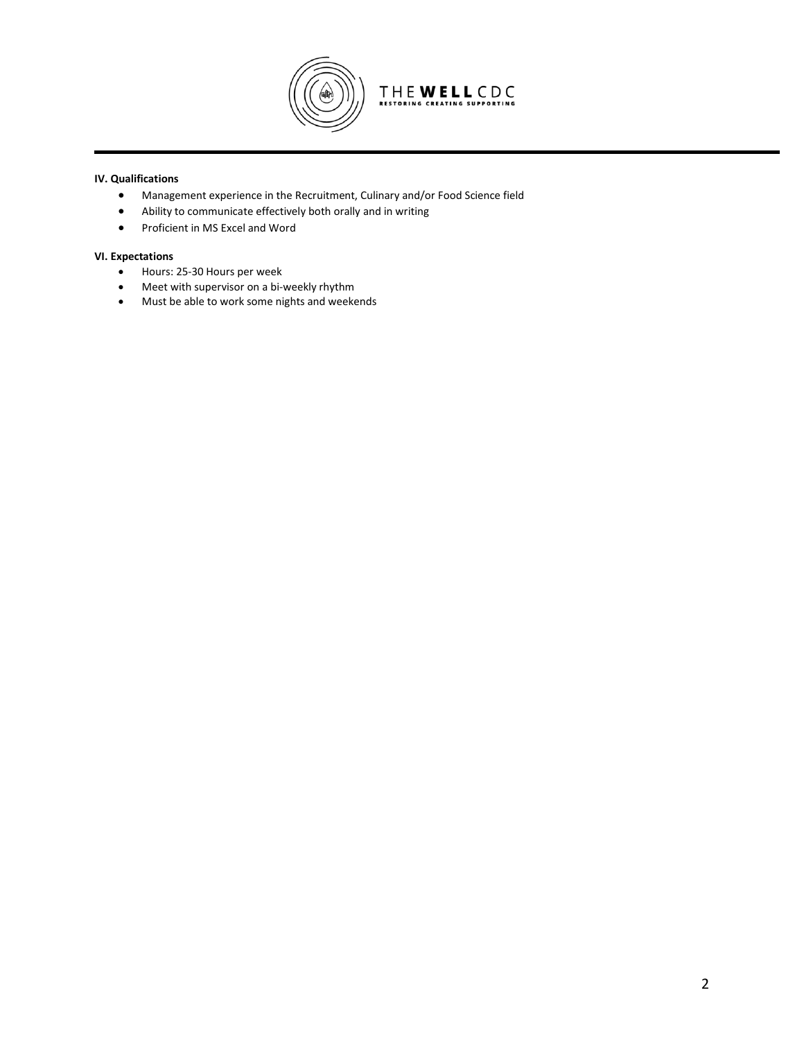**IV. Qualifications**

- Management experience in the Recruitment, Culinary and/or Food Science field
- Ability to communicate effectively both orally and in writing
- Proficient in MS Excel and Word

**VI. Expectations**

- Hours: 25-30 Hours per week
- Meet with supervisor on a bi-weekly rhythm
- Must be able to work some nights and weekends